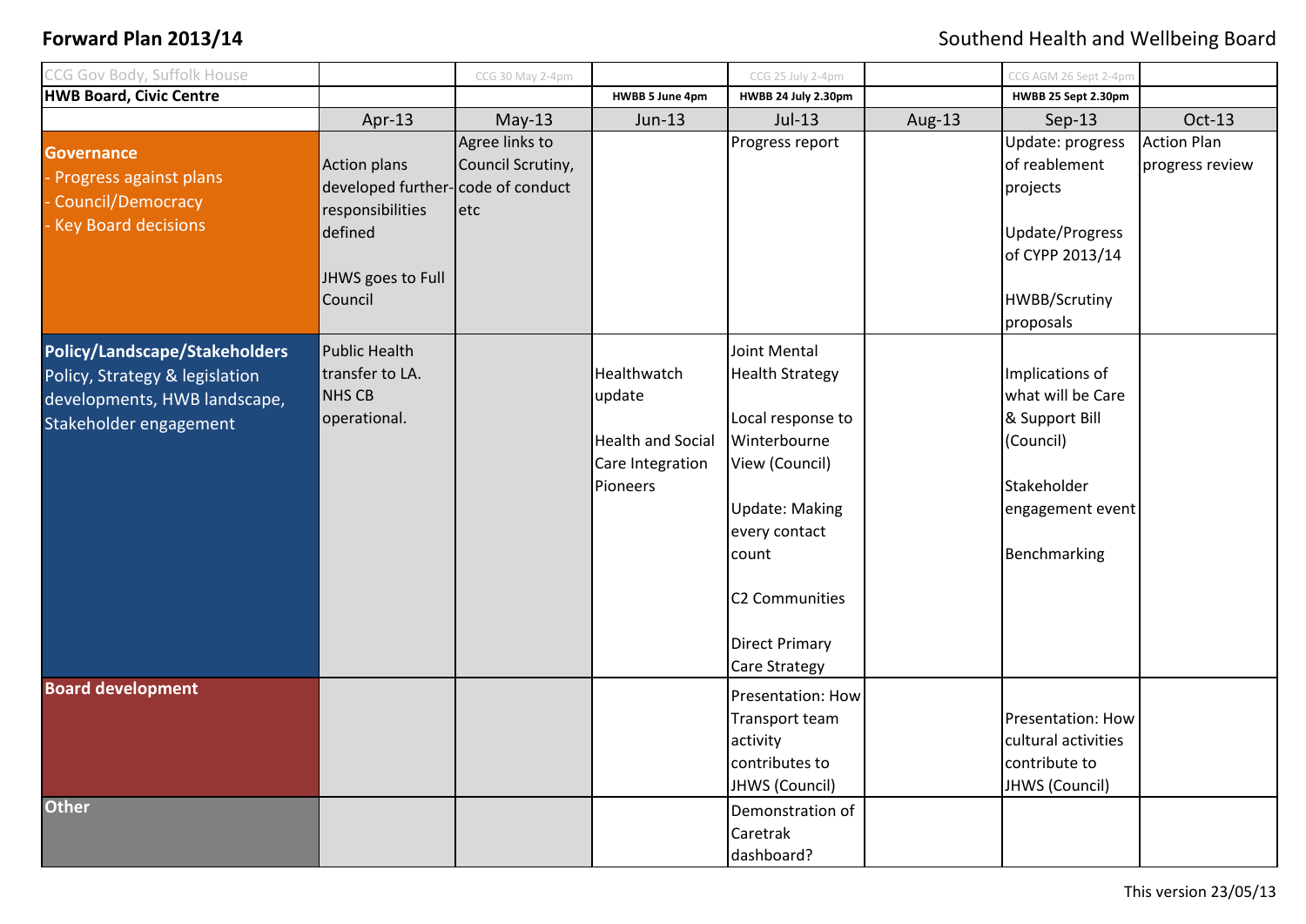# Forward Plan 2013/14

Southend Health and Wellbeing Board

| CCG Gov Body, Suffolk House | | CCG 30 May 2-4pm | | CCG 25 July 2-4pm | | CCG AGM 26 Sept 2-4pm | |
|---|---|---|---|---|---|---|---|
| **HWB Board, Civic Centre** | | | **HWBB 5 June 4pm** | **HWBB 24 July 2.30pm** | | **HWBB 25 Sept 2.30pm** | |
| | Apr-13 | May-13 | Jun-13 | Jul-13 | Aug-13 | Sep-13 | Oct-13 |
| **Governance**<br>- Progress against plans<br>- Council/Democracy<br>- Key Board decisions | Action plans developed further-responsibilities defined<br><br>JHWS goes to Full Council | Agree links to Council Scrutiny, code of conduct etc | | Progress report | | Update: progress of reablement projects<br><br>Update/Progress of CYPP 2013/14<br><br>HWBB/Scrutiny proposals | Action Plan progress review |
| **Policy/Landscape/Stakeholders**<br>Policy, Strategy & legislation developments, HWB landscape, Stakeholder engagement | Public Health transfer to LA. NHS CB operational. | | Healthwatch update<br><br>Health and Social Care Integration Pioneers | Joint Mental Health Strategy<br><br>Local response to Winterbourne View (Council)<br><br>Update: Making every contact count<br><br>C2 Communities<br><br>Direct Primary Care Strategy | | Implications of what will be Care & Support Bill (Council)<br><br>Stakeholder engagement event<br><br>Benchmarking | |
| **Board development** | | | | Presentation: How Transport team activity contributes to JHWS (Council) | | Presentation: How cultural activities contribute to JHWS (Council) | |
| **Other** | | | | Demonstration of Caretrak dashboard? | | | |

This version 23/05/13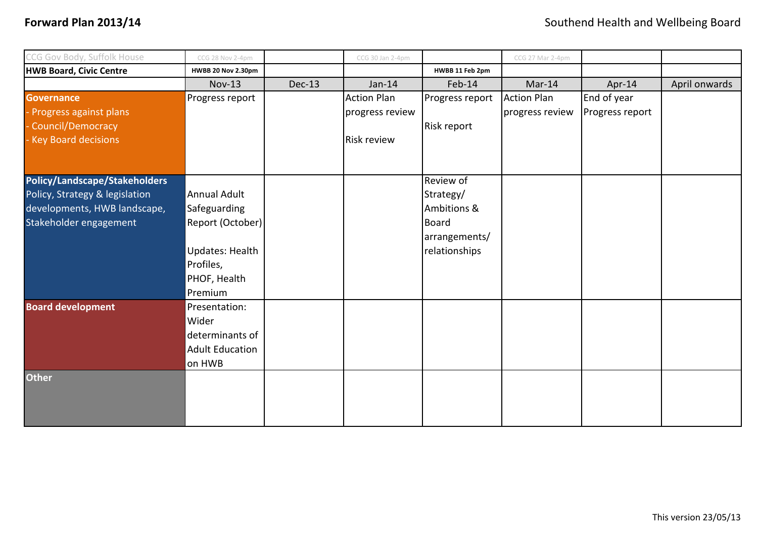**Forward Plan 2013/14**

Southend Health and Wellbeing Board

| | | | | | | | |
|---|---|---|---|---|---|---|---|
| CCG Gov Body, Suffolk House | CCG 28 Nov 2-4pm | | CCG 30 Jan 2-4pm | | CCG 27 Mar 2-4pm | | |
| **HWB Board, Civic Centre** | **HWBB 20 Nov 2.30pm** | | | **HWBB 11 Feb 2pm** | | | |
| | Nov-13 | Dec-13 | Jan-14 | Feb-14 | Mar-14 | Apr-14 | April onwards |
| **Governance**<br>- Progress against plans<br>- Council/Democracy<br>- Key Board decisions | Progress report | | Action Plan progress review<br><br>Risk review | Progress report<br><br>Risk report | Action Plan progress review | End of year Progress report | |
| **Policy/Landscape/Stakeholders**<br>Policy, Strategy & legislation developments, HWB landscape, Stakeholder engagement | Annual Adult Safeguarding Report (October)<br><br>Updates: Health Profiles, PHOF, Health Premium | | | Review of Strategy/ Ambitions & Board arrangements/ relationships | | | |
| **Board development** | Presentation: Wider determinants of Adult Education on HWB | | | | | | |
| **Other** | | | | | | | |

This version 23/05/13